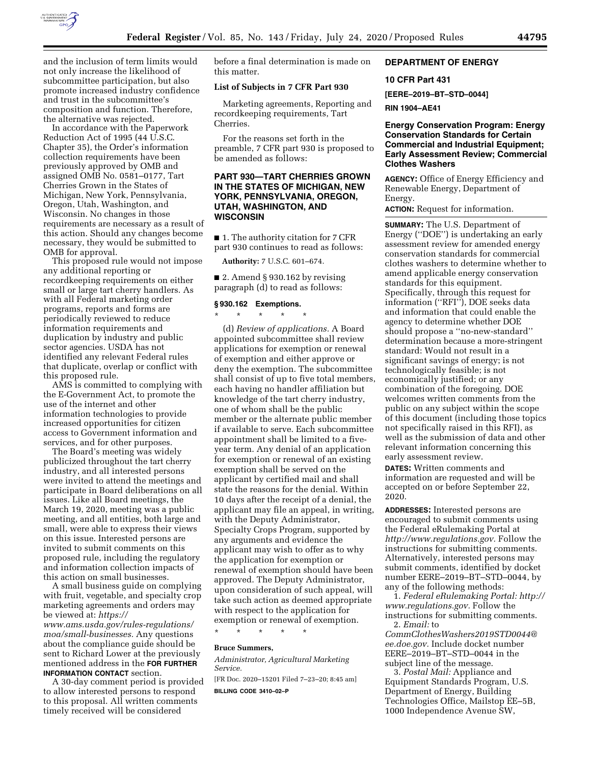and the inclusion of term limits would not only increase the likelihood of subcommittee participation, but also promote increased industry confidence and trust in the subcommittee's composition and function. Therefore, the alternative was rejected.

In accordance with the Paperwork Reduction Act of 1995 (44 U.S.C. Chapter 35), the Order's information collection requirements have been previously approved by OMB and assigned OMB No. 0581–0177, Tart Cherries Grown in the States of Michigan, New York, Pennsylvania, Oregon, Utah, Washington, and Wisconsin. No changes in those requirements are necessary as a result of this action. Should any changes become necessary, they would be submitted to OMB for approval.

This proposed rule would not impose any additional reporting or recordkeeping requirements on either small or large tart cherry handlers. As with all Federal marketing order programs, reports and forms are periodically reviewed to reduce information requirements and duplication by industry and public sector agencies. USDA has not identified any relevant Federal rules that duplicate, overlap or conflict with this proposed rule.

AMS is committed to complying with the E-Government Act, to promote the use of the internet and other information technologies to provide increased opportunities for citizen access to Government information and services, and for other purposes.

The Board's meeting was widely publicized throughout the tart cherry industry, and all interested persons were invited to attend the meetings and participate in Board deliberations on all issues. Like all Board meetings, the March 19, 2020, meeting was a public meeting, and all entities, both large and small, were able to express their views on this issue. Interested persons are invited to submit comments on this proposed rule, including the regulatory and information collection impacts of this action on small businesses.

A small business guide on complying with fruit, vegetable, and specialty crop marketing agreements and orders may be viewed at: *https://www.ams.usda.gov/rules-regulations/moa/small-businesses.* Any questions about the compliance guide should be sent to Richard Lower at the previously mentioned address in the **FOR FURTHER INFORMATION CONTACT** section.

A 30-day comment period is provided to allow interested persons to respond to this proposal. All written comments timely received will be considered before a final determination is made on this matter.

**List of Subjects in 7 CFR Part 930**

Marketing agreements, Reporting and recordkeeping requirements, Tart Cherries.

For the reasons set forth in the preamble, 7 CFR part 930 is proposed to be amended as follows:

## PART 930—TART CHERRIES GROWN IN THE STATES OF MICHIGAN, NEW YORK, PENNSYLVANIA, OREGON, UTAH, WASHINGTON, AND WISCONSIN

■ 1. The authority citation for 7 CFR part 930 continues to read as follows:

**Authority:** 7 U.S.C. 601–674.

■ 2. Amend § 930.162 by revising paragraph (d) to read as follows:

### § 930.162 Exemptions.

\* \* \* \* \*

(d) *Review of applications.* A Board appointed subcommittee shall review applications for exemption or renewal of exemption and either approve or deny the exemption. The subcommittee shall consist of up to five total members, each having no handler affiliation but knowledge of the tart cherry industry, one of whom shall be the public member or the alternate public member if available to serve. Each subcommittee appointment shall be limited to a five-year term. Any denial of an application for exemption or renewal of an existing exemption shall be served on the applicant by certified mail and shall state the reasons for the denial. Within 10 days after the receipt of a denial, the applicant may file an appeal, in writing, with the Deputy Administrator, Specialty Crops Program, supported by any arguments and evidence the applicant may wish to offer as to why the application for exemption or renewal of exemption should have been approved. The Deputy Administrator, upon consideration of such appeal, will take such action as deemed appropriate with respect to the application for exemption or renewal of exemption.

\* \* \* \* \*

**Bruce Summers,**

*Administrator, Agricultural Marketing Service.*

[FR Doc. 2020–15201 Filed 7–23–20; 8:45 am]

**BILLING CODE 3410–02–P**

## DEPARTMENT OF ENERGY

### 10 CFR Part 431

**[EERE–2019–BT–STD–0044]**

**RIN 1904–AE41**

## Energy Conservation Program: Energy Conservation Standards for Certain Commercial and Industrial Equipment; Early Assessment Review; Commercial Clothes Washers

**AGENCY:** Office of Energy Efficiency and Renewable Energy, Department of Energy.

**ACTION:** Request for information.

**SUMMARY:** The U.S. Department of Energy (''DOE'') is undertaking an early assessment review for amended energy conservation standards for commercial clothes washers to determine whether to amend applicable energy conservation standards for this equipment. Specifically, through this request for information (''RFI''), DOE seeks data and information that could enable the agency to determine whether DOE should propose a ''no-new-standard'' determination because a more-stringent standard: Would not result in a significant savings of energy; is not technologically feasible; is not economically justified; or any combination of the foregoing. DOE welcomes written comments from the public on any subject within the scope of this document (including those topics not specifically raised in this RFI), as well as the submission of data and other relevant information concerning this early assessment review.

**DATES:** Written comments and information are requested and will be accepted on or before September 22, 2020.

**ADDRESSES:** Interested persons are encouraged to submit comments using the Federal eRulemaking Portal at *http://www.regulations.gov.* Follow the instructions for submitting comments. Alternatively, interested persons may submit comments, identified by docket number EERE–2019–BT–STD–0044, by any of the following methods:

1. *Federal eRulemaking Portal: http://www.regulations.gov.* Follow the instructions for submitting comments.
2. *Email:* to *CommClothesWashers2019STD0044@ee.doe.gov.* Include docket number EERE–2019–BT–STD–0044 in the subject line of the message.
3. *Postal Mail:* Appliance and Equipment Standards Program, U.S. Department of Energy, Building Technologies Office, Mailstop EE–5B, 1000 Independence Avenue SW,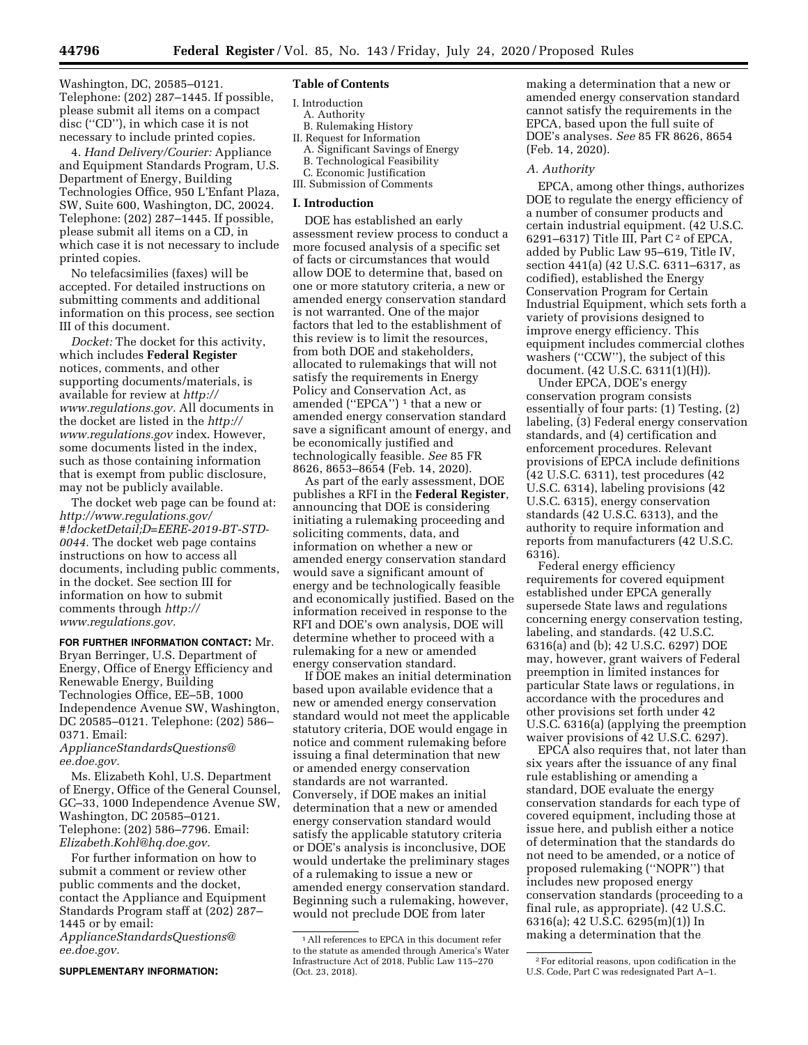Washington, DC, 20585–0121. Telephone: (202) 287–1445. If possible, please submit all items on a compact disc (''CD''), in which case it is not necessary to include printed copies.

4. *Hand Delivery/Courier:* Appliance and Equipment Standards Program, U.S. Department of Energy, Building Technologies Office, 950 L'Enfant Plaza, SW, Suite 600, Washington, DC, 20024. Telephone: (202) 287–1445. If possible, please submit all items on a CD, in which case it is not necessary to include printed copies.

No telefacsimilies (faxes) will be accepted. For detailed instructions on submitting comments and additional information on this process, see section III of this document.

*Docket:* The docket for this activity, which includes **Federal Register** notices, comments, and other supporting documents/materials, is available for review at *http://www.regulations.gov.* All documents in the docket are listed in the *http://www.regulations.gov* index. However, some documents listed in the index, such as those containing information that is exempt from public disclosure, may not be publicly available.

The docket web page can be found at: *http://www.regulations.gov/#!docketDetail;D=EERE-2019-BT-STD-0044.* The docket web page contains instructions on how to access all documents, including public comments, in the docket. See section III for information on how to submit comments through *http://www.regulations.gov.*

**FOR FURTHER INFORMATION CONTACT:** Mr. Bryan Berringer, U.S. Department of Energy, Office of Energy Efficiency and Renewable Energy, Building Technologies Office, EE–5B, 1000 Independence Avenue SW, Washington, DC 20585–0121. Telephone: (202) 586–0371. Email: *ApplianceStandardsQuestions@ee.doe.gov.*

Ms. Elizabeth Kohl, U.S. Department of Energy, Office of the General Counsel, GC–33, 1000 Independence Avenue SW, Washington, DC 20585–0121. Telephone: (202) 586–7796. Email: *Elizabeth.Kohl@hq.doe.gov.*

For further information on how to submit a comment or review other public comments and the docket, contact the Appliance and Equipment Standards Program staff at (202) 287–1445 or by email: *ApplianceStandardsQuestions@ee.doe.gov.*

**SUPPLEMENTARY INFORMATION:**

**Table of Contents**

I. Introduction
 A. Authority
 B. Rulemaking History
II. Request for Information
 A. Significant Savings of Energy
 B. Technological Feasibility
 C. Economic Justification
III. Submission of Comments

## I. Introduction

DOE has established an early assessment review process to conduct a more focused analysis of a specific set of facts or circumstances that would allow DOE to determine that, based on one or more statutory criteria, a new or amended energy conservation standard is not warranted. One of the major factors that led to the establishment of this review is to limit the resources, from both DOE and stakeholders, allocated to rulemakings that will not satisfy the requirements in Energy Policy and Conservation Act, as amended (''EPCA'') [1] that a new or amended energy conservation standard save a significant amount of energy, and be economically justified and technologically feasible. *See* 85 FR 8626, 8653–8654 (Feb. 14, 2020).

As part of the early assessment, DOE publishes a RFI in the **Federal Register**, announcing that DOE is considering initiating a rulemaking proceeding and soliciting comments, data, and information on whether a new or amended energy conservation standard would save a significant amount of energy and be technologically feasible and economically justified. Based on the information received in response to the RFI and DOE's own analysis, DOE will determine whether to proceed with a rulemaking for a new or amended energy conservation standard.

If DOE makes an initial determination based upon available evidence that a new or amended energy conservation standard would not meet the applicable statutory criteria, DOE would engage in notice and comment rulemaking before issuing a final determination that new or amended energy conservation standards are not warranted. Conversely, if DOE makes an initial determination that a new or amended energy conservation standard would satisfy the applicable statutory criteria or DOE's analysis is inconclusive, DOE would undertake the preliminary stages of a rulemaking to issue a new or amended energy conservation standard. Beginning such a rulemaking, however, would not preclude DOE from later making a determination that a new or amended energy conservation standard cannot satisfy the requirements in the EPCA, based upon the full suite of DOE's analyses. *See* 85 FR 8626, 8654 (Feb. 14, 2020).

### A. Authority

EPCA, among other things, authorizes DOE to regulate the energy efficiency of a number of consumer products and certain industrial equipment. (42 U.S.C. 6291–6317) Title III, Part C [2] of EPCA, added by Public Law 95–619, Title IV, section 441(a) (42 U.S.C. 6311–6317, as codified), established the Energy Conservation Program for Certain Industrial Equipment, which sets forth a variety of provisions designed to improve energy efficiency. This equipment includes commercial clothes washers (''CCW''), the subject of this document. (42 U.S.C. 6311(1)(H)).

Under EPCA, DOE's energy conservation program consists essentially of four parts: (1) Testing, (2) labeling, (3) Federal energy conservation standards, and (4) certification and enforcement procedures. Relevant provisions of EPCA include definitions (42 U.S.C. 6311), test procedures (42 U.S.C. 6314), labeling provisions (42 U.S.C. 6315), energy conservation standards (42 U.S.C. 6313), and the authority to require information and reports from manufacturers (42 U.S.C. 6316).

Federal energy efficiency requirements for covered equipment established under EPCA generally supersede State laws and regulations concerning energy conservation testing, labeling, and standards. (42 U.S.C. 6316(a) and (b); 42 U.S.C. 6297) DOE may, however, grant waivers of Federal preemption in limited instances for particular State laws or regulations, in accordance with the procedures and other provisions set forth under 42 U.S.C. 6316(a) (applying the preemption waiver provisions of 42 U.S.C. 6297).

EPCA also requires that, not later than six years after the issuance of any final rule establishing or amending a standard, DOE evaluate the energy conservation standards for each type of covered equipment, including those at issue here, and publish either a notice of determination that the standards do not need to be amended, or a notice of proposed rulemaking (''NOPR'') that includes new proposed energy conservation standards (proceeding to a final rule, as appropriate). (42 U.S.C. 6316(a); 42 U.S.C. 6295(m)(1)) In making a determination that the

[1] All references to EPCA in this document refer to the statute as amended through America's Water Infrastructure Act of 2018, Public Law 115–270 (Oct. 23, 2018).

[2] For editorial reasons, upon codification in the U.S. Code, Part C was redesignated Part A–1.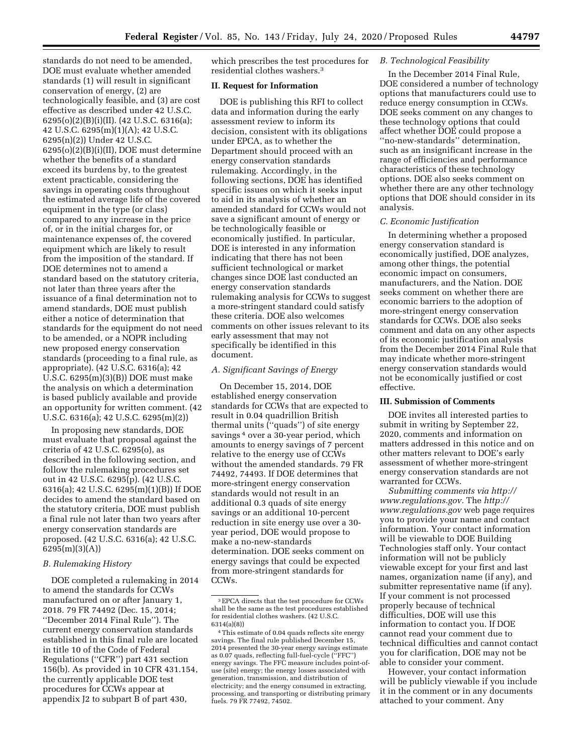standards do not need to be amended, DOE must evaluate whether amended standards (1) will result in significant conservation of energy, (2) are technologically feasible, and (3) are cost effective as described under 42 U.S.C. 6295(o)(2)(B)(i)(II). (42 U.S.C. 6316(a); 42 U.S.C. 6295(m)(1)(A); 42 U.S.C. 6295(n)(2)) Under 42 U.S.C. 6295(o)(2)(B)(i)(II), DOE must determine whether the benefits of a standard exceed its burdens by, to the greatest extent practicable, considering the savings in operating costs throughout the estimated average life of the covered equipment in the type (or class) compared to any increase in the price of, or in the initial charges for, or maintenance expenses of, the covered equipment which are likely to result from the imposition of the standard. If DOE determines not to amend a standard based on the statutory criteria, not later than three years after the issuance of a final determination not to amend standards, DOE must publish either a notice of determination that standards for the equipment do not need to be amended, or a NOPR including new proposed energy conservation standards (proceeding to a final rule, as appropriate). (42 U.S.C. 6316(a); 42 U.S.C. 6295(m)(3)(B)) DOE must make the analysis on which a determination is based publicly available and provide an opportunity for written comment. (42 U.S.C. 6316(a); 42 U.S.C. 6295(m)(2))

In proposing new standards, DOE must evaluate that proposal against the criteria of 42 U.S.C. 6295(o), as described in the following section, and follow the rulemaking procedures set out in 42 U.S.C. 6295(p). (42 U.S.C. 6316(a); 42 U.S.C. 6295(m)(1)(B)) If DOE decides to amend the standard based on the statutory criteria, DOE must publish a final rule not later than two years after energy conservation standards are proposed. (42 U.S.C. 6316(a); 42 U.S.C. 6295(m)(3)(A))

### *B. Rulemaking History*

DOE completed a rulemaking in 2014 to amend the standards for CCWs manufactured on or after January 1, 2018. 79 FR 74492 (Dec. 15, 2014; ''December 2014 Final Rule''). The current energy conservation standards established in this final rule are located in title 10 of the Code of Federal Regulations (''CFR'') part 431 section 156(b). As provided in 10 CFR 431.154, the currently applicable DOE test procedures for CCWs appear at appendix J2 to subpart B of part 430, which prescribes the test procedures for residential clothes washers.[3]

## II. Request for Information

DOE is publishing this RFI to collect data and information during the early assessment review to inform its decision, consistent with its obligations under EPCA, as to whether the Department should proceed with an energy conservation standards rulemaking. Accordingly, in the following sections, DOE has identified specific issues on which it seeks input to aid in its analysis of whether an amended standard for CCWs would not save a significant amount of energy or be technologically feasible or economically justified. In particular, DOE is interested in any information indicating that there has not been sufficient technological or market changes since DOE last conducted an energy conservation standards rulemaking analysis for CCWs to suggest a more-stringent standard could satisfy these criteria. DOE also welcomes comments on other issues relevant to its early assessment that may not specifically be identified in this document.

### *A. Significant Savings of Energy*

On December 15, 2014, DOE established energy conservation standards for CCWs that are expected to result in 0.04 quadrillion British thermal units (''quads'') of site energy savings[4] over a 30-year period, which amounts to energy savings of 7 percent relative to the energy use of CCWs without the amended standards. 79 FR 74492, 74493. If DOE determines that more-stringent energy conservation standards would not result in an additional 0.3 quads of site energy savings or an additional 10-percent reduction in site energy use over a 30-year period, DOE would propose to make a no-new-standards determination. DOE seeks comment on energy savings that could be expected from more-stringent standards for CCWs.

### *B. Technological Feasibility*

In the December 2014 Final Rule, DOE considered a number of technology options that manufacturers could use to reduce energy consumption in CCWs. DOE seeks comment on any changes to these technology options that could affect whether DOE could propose a ''no-new-standards'' determination, such as an insignificant increase in the range of efficiencies and performance characteristics of these technology options. DOE also seeks comment on whether there are any other technology options that DOE should consider in its analysis.

### *C. Economic Justification*

In determining whether a proposed energy conservation standard is economically justified, DOE analyzes, among other things, the potential economic impact on consumers, manufacturers, and the Nation. DOE seeks comment on whether there are economic barriers to the adoption of more-stringent energy conservation standards for CCWs. DOE also seeks comment and data on any other aspects of its economic justification analysis from the December 2014 Final Rule that may indicate whether more-stringent energy conservation standards would not be economically justified or cost effective.

## III. Submission of Comments

DOE invites all interested parties to submit in writing by September 22, 2020, comments and information on matters addressed in this notice and on other matters relevant to DOE's early assessment of whether more-stringent energy conservation standards are not warranted for CCWs.

*Submitting comments via http://www.regulations.gov.* The *http://www.regulations.gov* web page requires you to provide your name and contact information. Your contact information will be viewable to DOE Building Technologies staff only. Your contact information will not be publicly viewable except for your first and last names, organization name (if any), and submitter representative name (if any). If your comment is not processed properly because of technical difficulties, DOE will use this information to contact you. If DOE cannot read your comment due to technical difficulties and cannot contact you for clarification, DOE may not be able to consider your comment.

However, your contact information will be publicly viewable if you include it in the comment or in any documents attached to your comment. Any

---

[3] EPCA directs that the test procedure for CCWs shall be the same as the test procedures established for residential clothes washers. (42 U.S.C. 6314(a)(8))

[4] This estimate of 0.04 quads reflects site energy savings. The final rule published December 15, 2014 presented the 30-year energy savings estimate as 0.07 quads, reflecting full-fuel-cycle (''FFC'') energy savings. The FFC measure includes point-of-use (site) energy; the energy losses associated with generation, transmission, and distribution of electricity; and the energy consumed in extracting, processing, and transporting or distributing primary fuels. 79 FR 77492, 74502.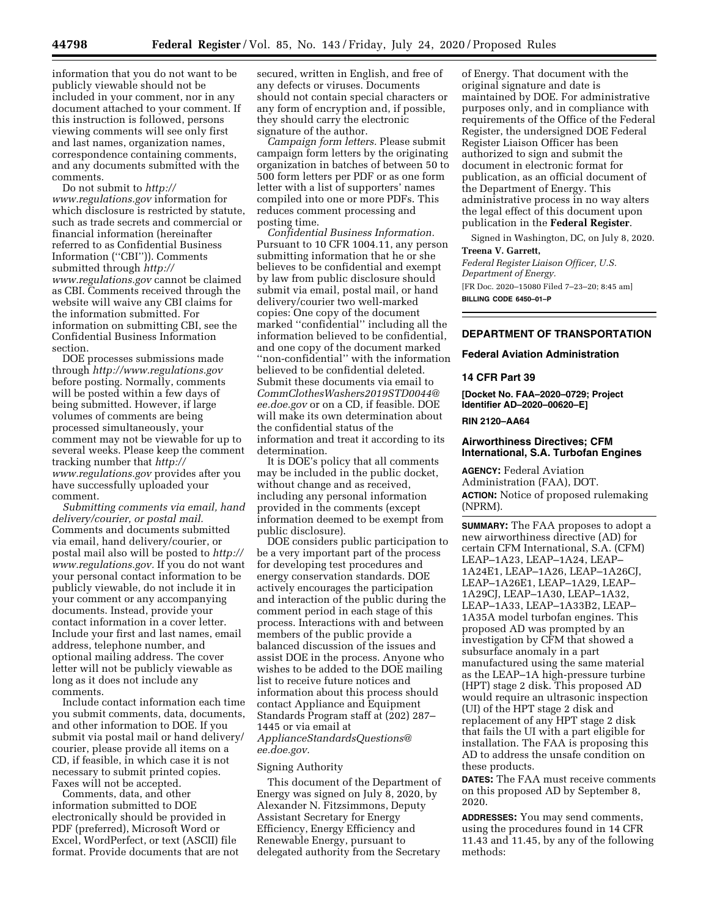information that you do not want to be publicly viewable should not be included in your comment, nor in any document attached to your comment. If this instruction is followed, persons viewing comments will see only first and last names, organization names, correspondence containing comments, and any documents submitted with the comments.

Do not submit to *http://www.regulations.gov* information for which disclosure is restricted by statute, such as trade secrets and commercial or financial information (hereinafter referred to as Confidential Business Information (''CBI'')). Comments submitted through *http://www.regulations.gov* cannot be claimed as CBI. Comments received through the website will waive any CBI claims for the information submitted. For information on submitting CBI, see the Confidential Business Information section.

DOE processes submissions made through *http://www.regulations.gov* before posting. Normally, comments will be posted within a few days of being submitted. However, if large volumes of comments are being processed simultaneously, your comment may not be viewable for up to several weeks. Please keep the comment tracking number that *http://www.regulations.gov* provides after you have successfully uploaded your comment.

*Submitting comments via email, hand delivery/courier, or postal mail.* Comments and documents submitted via email, hand delivery/courier, or postal mail also will be posted to *http://www.regulations.gov*. If you do not want your personal contact information to be publicly viewable, do not include it in your comment or any accompanying documents. Instead, provide your contact information in a cover letter. Include your first and last names, email address, telephone number, and optional mailing address. The cover letter will not be publicly viewable as long as it does not include any comments.

Include contact information each time you submit comments, data, documents, and other information to DOE. If you submit via postal mail or hand delivery/courier, please provide all items on a CD, if feasible, in which case it is not necessary to submit printed copies. Faxes will not be accepted.

Comments, data, and other information submitted to DOE electronically should be provided in PDF (preferred), Microsoft Word or Excel, WordPerfect, or text (ASCII) file format. Provide documents that are not secured, written in English, and free of any defects or viruses. Documents should not contain special characters or any form of encryption and, if possible, they should carry the electronic signature of the author.

*Campaign form letters.* Please submit campaign form letters by the originating organization in batches of between 50 to 500 form letters per PDF or as one form letter with a list of supporters' names compiled into one or more PDFs. This reduces comment processing and posting time.

*Confidential Business Information.* Pursuant to 10 CFR 1004.11, any person submitting information that he or she believes to be confidential and exempt by law from public disclosure should submit via email, postal mail, or hand delivery/courier two well-marked copies: One copy of the document marked ''confidential'' including all the information believed to be confidential, and one copy of the document marked ''non-confidential'' with the information believed to be confidential deleted. Submit these documents via email to *CommClothesWashers2019STD0044@ee.doe.gov* or on a CD, if feasible. DOE will make its own determination about the confidential status of the information and treat it according to its determination.

It is DOE's policy that all comments may be included in the public docket, without change and as received, including any personal information provided in the comments (except information deemed to be exempt from public disclosure).

DOE considers public participation to be a very important part of the process for developing test procedures and energy conservation standards. DOE actively encourages the participation and interaction of the public during the comment period in each stage of this process. Interactions with and between members of the public provide a balanced discussion of the issues and assist DOE in the process. Anyone who wishes to be added to the DOE mailing list to receive future notices and information about this process should contact Appliance and Equipment Standards Program staff at (202) 287–1445 or via email at *ApplianceStandardsQuestions@ee.doe.gov*.

Signing Authority

This document of the Department of Energy was signed on July 8, 2020, by Alexander N. Fitzsimmons, Deputy Assistant Secretary for Energy Efficiency, Energy Efficiency and Renewable Energy, pursuant to delegated authority from the Secretary of Energy. That document with the original signature and date is maintained by DOE. For administrative purposes only, and in compliance with requirements of the Office of the Federal Register, the undersigned DOE Federal Register Liaison Officer has been authorized to sign and submit the document in electronic format for publication, as an official document of the Department of Energy. This administrative process in no way alters the legal effect of this document upon publication in the **Federal Register**.

Signed in Washington, DC, on July 8, 2020.

**Treena V. Garrett,**

*Federal Register Liaison Officer, U.S. Department of Energy.*

[FR Doc. 2020–15080 Filed 7–23–20; 8:45 am]

**BILLING CODE 6450–01–P**

## DEPARTMENT OF TRANSPORTATION

### Federal Aviation Administration

### 14 CFR Part 39

**[Docket No. FAA–2020–0729; Project Identifier AD–2020–00620–E]**

**RIN 2120–AA64**

### Airworthiness Directives; CFM International, S.A. Turbofan Engines

**AGENCY:** Federal Aviation Administration (FAA), DOT.

**ACTION:** Notice of proposed rulemaking (NPRM).

**SUMMARY:** The FAA proposes to adopt a new airworthiness directive (AD) for certain CFM International, S.A. (CFM) LEAP–1A23, LEAP–1A24, LEAP–1A24E1, LEAP–1A26, LEAP–1A26CJ, LEAP–1A26E1, LEAP–1A29, LEAP–1A29CJ, LEAP–1A30, LEAP–1A32, LEAP–1A33, LEAP–1A33B2, LEAP–1A35A model turbofan engines. This proposed AD was prompted by an investigation by CFM that showed a subsurface anomaly in a part manufactured using the same material as the LEAP–1A high-pressure turbine (HPT) stage 2 disk. This proposed AD would require an ultrasonic inspection (UI) of the HPT stage 2 disk and replacement of any HPT stage 2 disk that fails the UI with a part eligible for installation. The FAA is proposing this AD to address the unsafe condition on these products.

**DATES:** The FAA must receive comments on this proposed AD by September 8, 2020.

**ADDRESSES:** You may send comments, using the procedures found in 14 CFR 11.43 and 11.45, by any of the following methods: